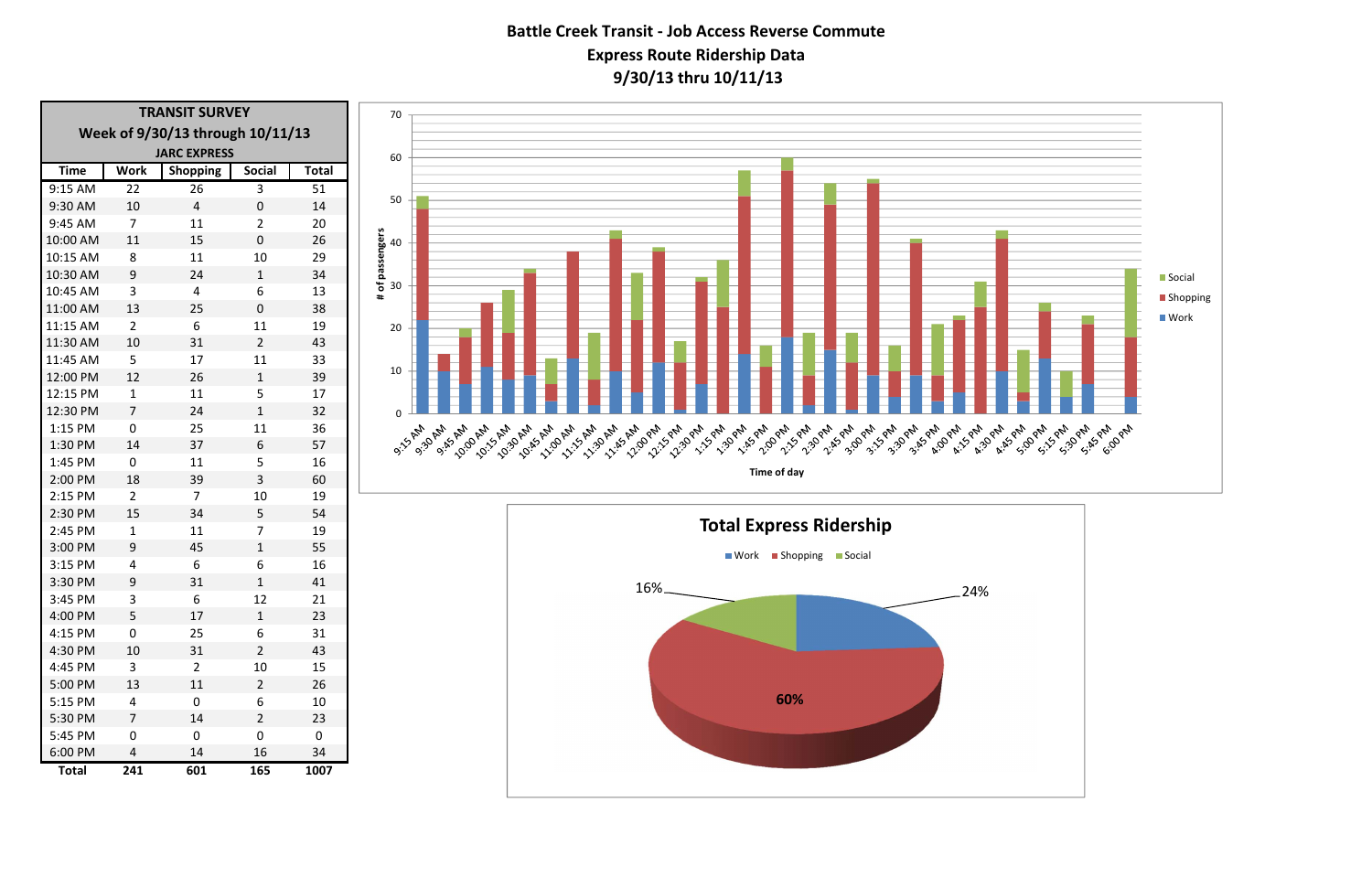# Battle Creek Transit - Job Access Reverse Commute
## Express Route Ridership Data
## 9/30/13 thru 10/11/13

**TRANSIT SURVEY**
**Week of 9/30/13 through 10/11/13**
**JARC EXPRESS**

| Time | Work | Shopping | Social | Total |
|---|---|---|---|---|
| 9:15 AM | 22 | 26 | 3 | 51 |
| 9:30 AM | 10 | 4 | 0 | 14 |
| 9:45 AM | 7 | 11 | 2 | 20 |
| 10:00 AM | 11 | 15 | 0 | 26 |
| 10:15 AM | 8 | 11 | 10 | 29 |
| 10:30 AM | 9 | 24 | 1 | 34 |
| 10:45 AM | 3 | 4 | 6 | 13 |
| 11:00 AM | 13 | 25 | 0 | 38 |
| 11:15 AM | 2 | 6 | 11 | 19 |
| 11:30 AM | 10 | 31 | 2 | 43 |
| 11:45 AM | 5 | 17 | 11 | 33 |
| 12:00 PM | 12 | 26 | 1 | 39 |
| 12:15 PM | 1 | 11 | 5 | 17 |
| 12:30 PM | 7 | 24 | 1 | 32 |
| 1:15 PM | 0 | 25 | 11 | 36 |
| 1:30 PM | 14 | 37 | 6 | 57 |
| 1:45 PM | 0 | 11 | 5 | 16 |
| 2:00 PM | 18 | 39 | 3 | 60 |
| 2:15 PM | 2 | 7 | 10 | 19 |
| 2:30 PM | 15 | 34 | 5 | 54 |
| 2:45 PM | 1 | 11 | 7 | 19 |
| 3:00 PM | 9 | 45 | 1 | 55 |
| 3:15 PM | 4 | 6 | 6 | 16 |
| 3:30 PM | 9 | 31 | 1 | 41 |
| 3:45 PM | 3 | 6 | 12 | 21 |
| 4:00 PM | 5 | 17 | 1 | 23 |
| 4:15 PM | 0 | 25 | 6 | 31 |
| 4:30 PM | 10 | 31 | 2 | 43 |
| 4:45 PM | 3 | 2 | 10 | 15 |
| 5:00 PM | 13 | 11 | 2 | 26 |
| 5:15 PM | 4 | 0 | 6 | 10 |
| 5:30 PM | 7 | 14 | 2 | 23 |
| 5:45 PM | 0 | 0 | 0 | 0 |
| 6:00 PM | 4 | 14 | 16 | 34 |
| **Total** | **241** | **601** | **165** | **1007** |

70
60
50
40
30
20
10
0
# of passengers
9:15 AM 9:30 AM 9:45 AM 10:00 AM 10:15 AM 10:30 AM 10:45 AM 11:00 AM 11:15 AM 11:30 AM 11:45 AM 12:00 PM 12:15 PM 12:30 PM 1:15 PM 1:30 PM 1:45 PM 2:00 PM 2:15 PM 2:30 PM 2:45 PM 3:00 PM 3:15 PM 3:30 PM 3:45 PM 4:00 PM 4:15 PM 4:30 PM 4:45 PM 5:00 PM 5:15 PM 5:30 PM 5:45 PM 6:00 PM
Time of day
Social
Shopping
Work

**Total Express Ridership**

Work
Shopping
Social
16%
24%
60%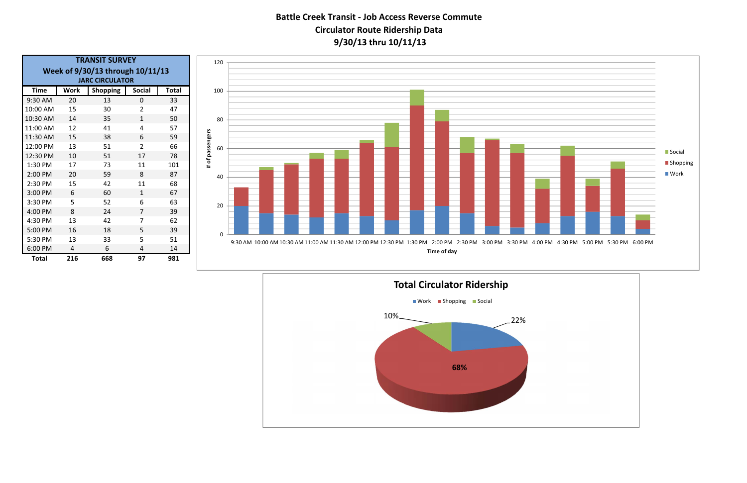# Battle Creek Transit - Job Access Reverse Commute
## Circulator Route Ridership Data
## 9/30/13 thru 10/11/13

**TRANSIT SURVEY**
**Week of 9/30/13 through 10/11/13**
**JARC CIRCULATOR**

| Time | Work | Shopping | Social | Total |
|---|---|---|---|---|
| 9:30 AM | 20 | 13 | 0 | 33 |
| 10:00 AM | 15 | 30 | 2 | 47 |
| 10:30 AM | 14 | 35 | 1 | 50 |
| 11:00 AM | 12 | 41 | 4 | 57 |
| 11:30 AM | 15 | 38 | 6 | 59 |
| 12:00 PM | 13 | 51 | 2 | 66 |
| 12:30 PM | 10 | 51 | 17 | 78 |
| 1:30 PM | 17 | 73 | 11 | 101 |
| 2:00 PM | 20 | 59 | 8 | 87 |
| 2:30 PM | 15 | 42 | 11 | 68 |
| 3:00 PM | 6 | 60 | 1 | 67 |
| 3:30 PM | 5 | 52 | 6 | 63 |
| 4:00 PM | 8 | 24 | 7 | 39 |
| 4:30 PM | 13 | 42 | 7 | 62 |
| 5:00 PM | 16 | 18 | 5 | 39 |
| 5:30 PM | 13 | 33 | 5 | 51 |
| 6:00 PM | 4 | 6 | 4 | 14 |
| **Total** | **216** | **668** | **97** | **981** |

\# of passengers
0
20
40
60
80
100
120

9:30 AM 10:00 AM 10:30 AM 11:00 AM 11:30 AM 12:00 PM 12:30 PM 1:30 PM 2:00 PM 2:30 PM 3:00 PM 3:30 PM 4:00 PM 4:30 PM 5:00 PM 5:30 PM 6:00 PM

Time of day

Social
Shopping
Work

**Total Circulator Ridership**

Work Shopping Social

10%
22%
68%